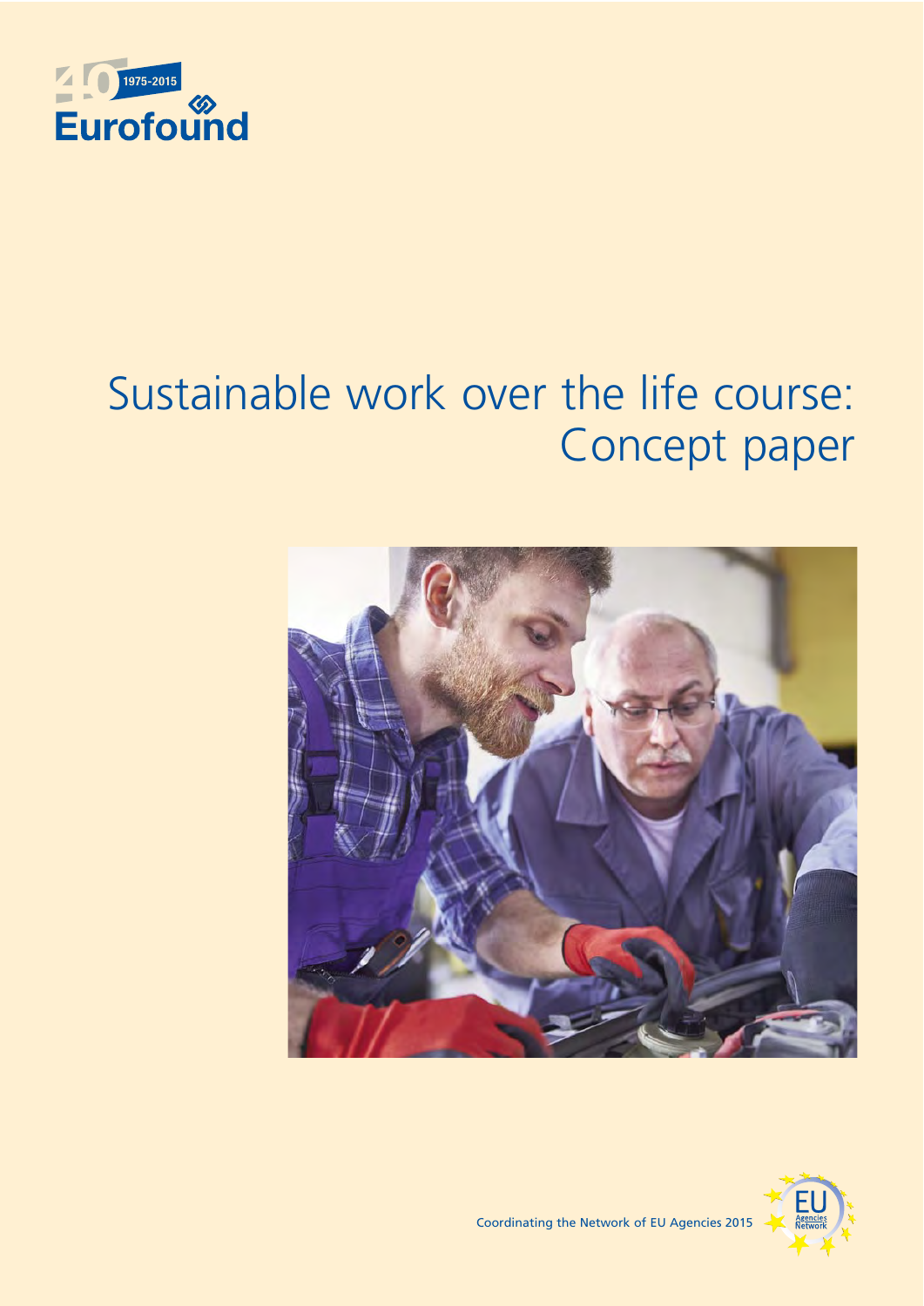1975-2015

Eurofound

# Sustainable work over the life course: Concept paper

Coordinating the Network of EU Agencies 2015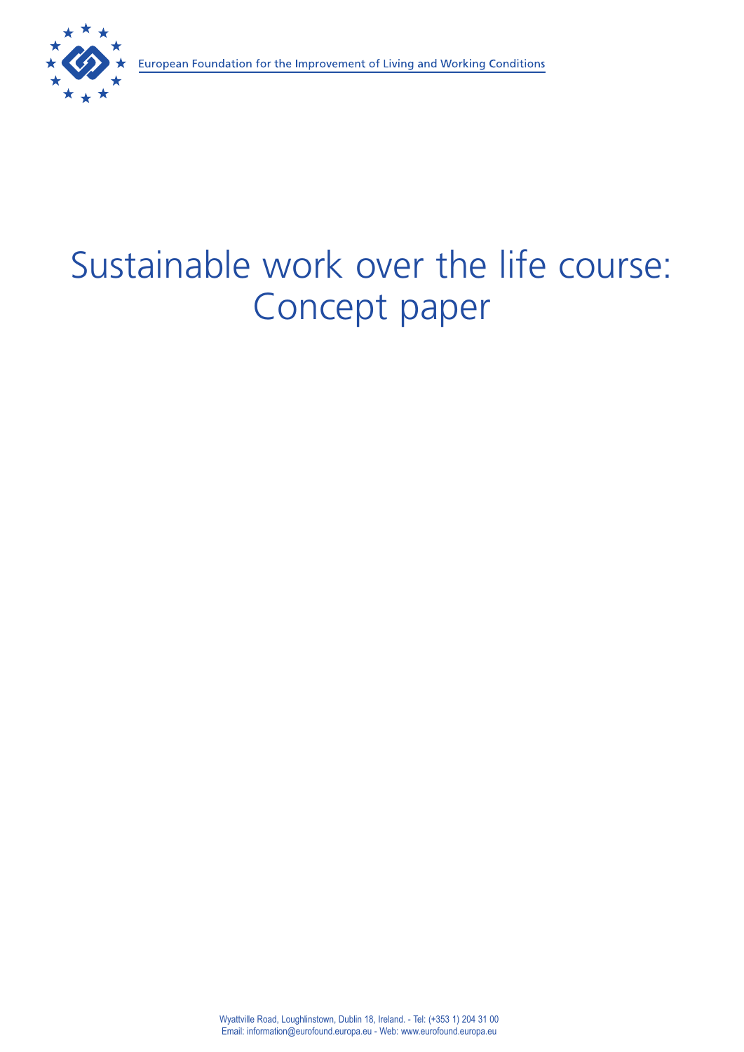European Foundation for the Improvement of Living and Working Conditions

# Sustainable work over the life course: Concept paper

Wyattville Road, Loughlinstown, Dublin 18, Ireland. - Tel: (+353 1) 204 31 00
Email: information@eurofound.europa.eu - Web: www.eurofound.europa.eu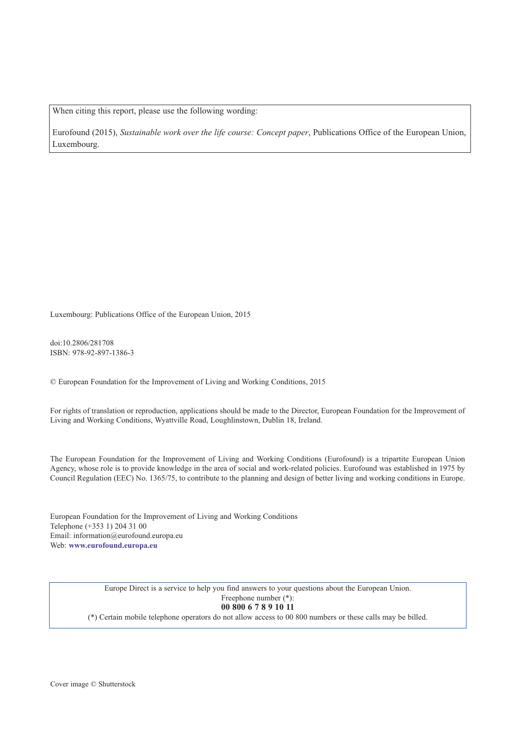When citing this report, please use the following wording:

Eurofound (2015), *Sustainable work over the life course: Concept paper*, Publications Office of the European Union, Luxembourg.

Luxembourg: Publications Office of the European Union, 2015

doi:10.2806/281708
ISBN: 978-92-897-1386-3

© European Foundation for the Improvement of Living and Working Conditions, 2015

For rights of translation or reproduction, applications should be made to the Director, European Foundation for the Improvement of Living and Working Conditions, Wyattville Road, Loughlinstown, Dublin 18, Ireland.

The European Foundation for the Improvement of Living and Working Conditions (Eurofound) is a tripartite European Union Agency, whose role is to provide knowledge in the area of social and work-related policies. Eurofound was established in 1975 by Council Regulation (EEC) No. 1365/75, to contribute to the planning and design of better living and working conditions in Europe.

European Foundation for the Improvement of Living and Working Conditions
Telephone (+353 1) 204 31 00
Email: information@eurofound.europa.eu
Web: **www.eurofound.europa.eu**

Europe Direct is a service to help you find answers to your questions about the European Union.
Freephone number (*):
**00 800 6 7 8 9 10 11**
(*) Certain mobile telephone operators do not allow access to 00 800 numbers or these calls may be billed.

Cover image © Shutterstock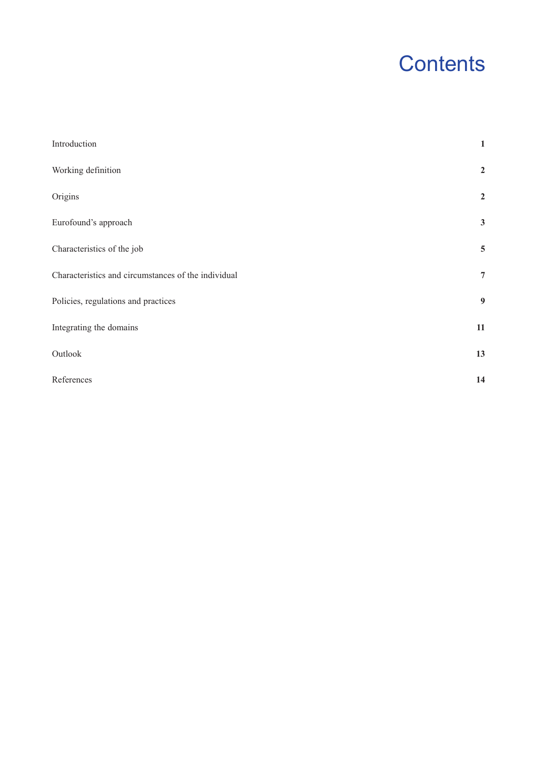# Contents

| | |
|---|---|
| Introduction | **1** |
| Working definition | **2** |
| Origins | **2** |
| Eurofound's approach | **3** |
| Characteristics of the job | **5** |
| Characteristics and circumstances of the individual | **7** |
| Policies, regulations and practices | **9** |
| Integrating the domains | **11** |
| Outlook | **13** |
| References | **14** |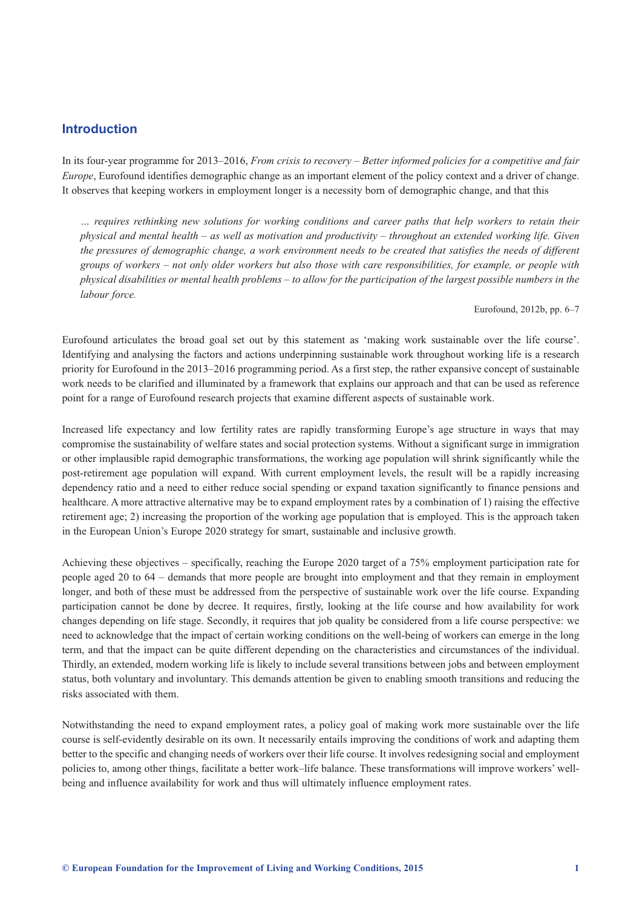## Introduction

In its four-year programme for 2013–2016, *From crisis to recovery – Better informed policies for a competitive and fair Europe*, Eurofound identifies demographic change as an important element of the policy context and a driver of change. It observes that keeping workers in employment longer is a necessity born of demographic change, and that this

> *… requires rethinking new solutions for working conditions and career paths that help workers to retain their physical and mental health – as well as motivation and productivity – throughout an extended working life. Given the pressures of demographic change, a work environment needs to be created that satisfies the needs of different groups of workers – not only older workers but also those with care responsibilities, for example, or people with physical disabilities or mental health problems – to allow for the participation of the largest possible numbers in the labour force.*
>
> Eurofound, 2012b, pp. 6–7

Eurofound articulates the broad goal set out by this statement as 'making work sustainable over the life course'. Identifying and analysing the factors and actions underpinning sustainable work throughout working life is a research priority for Eurofound in the 2013–2016 programming period. As a first step, the rather expansive concept of sustainable work needs to be clarified and illuminated by a framework that explains our approach and that can be used as reference point for a range of Eurofound research projects that examine different aspects of sustainable work.

Increased life expectancy and low fertility rates are rapidly transforming Europe's age structure in ways that may compromise the sustainability of welfare states and social protection systems. Without a significant surge in immigration or other implausible rapid demographic transformations, the working age population will shrink significantly while the post-retirement age population will expand. With current employment levels, the result will be a rapidly increasing dependency ratio and a need to either reduce social spending or expand taxation significantly to finance pensions and healthcare. A more attractive alternative may be to expand employment rates by a combination of 1) raising the effective retirement age; 2) increasing the proportion of the working age population that is employed. This is the approach taken in the European Union's Europe 2020 strategy for smart, sustainable and inclusive growth.

Achieving these objectives – specifically, reaching the Europe 2020 target of a 75% employment participation rate for people aged 20 to 64 – demands that more people are brought into employment and that they remain in employment longer, and both of these must be addressed from the perspective of sustainable work over the life course. Expanding participation cannot be done by decree. It requires, firstly, looking at the life course and how availability for work changes depending on life stage. Secondly, it requires that job quality be considered from a life course perspective: we need to acknowledge that the impact of certain working conditions on the well-being of workers can emerge in the long term, and that the impact can be quite different depending on the characteristics and circumstances of the individual. Thirdly, an extended, modern working life is likely to include several transitions between jobs and between employment status, both voluntary and involuntary. This demands attention be given to enabling smooth transitions and reducing the risks associated with them.

Notwithstanding the need to expand employment rates, a policy goal of making work more sustainable over the life course is self-evidently desirable on its own. It necessarily entails improving the conditions of work and adapting them better to the specific and changing needs of workers over their life course. It involves redesigning social and employment policies to, among other things, facilitate a better work–life balance. These transformations will improve workers' well-being and influence availability for work and thus will ultimately influence employment rates.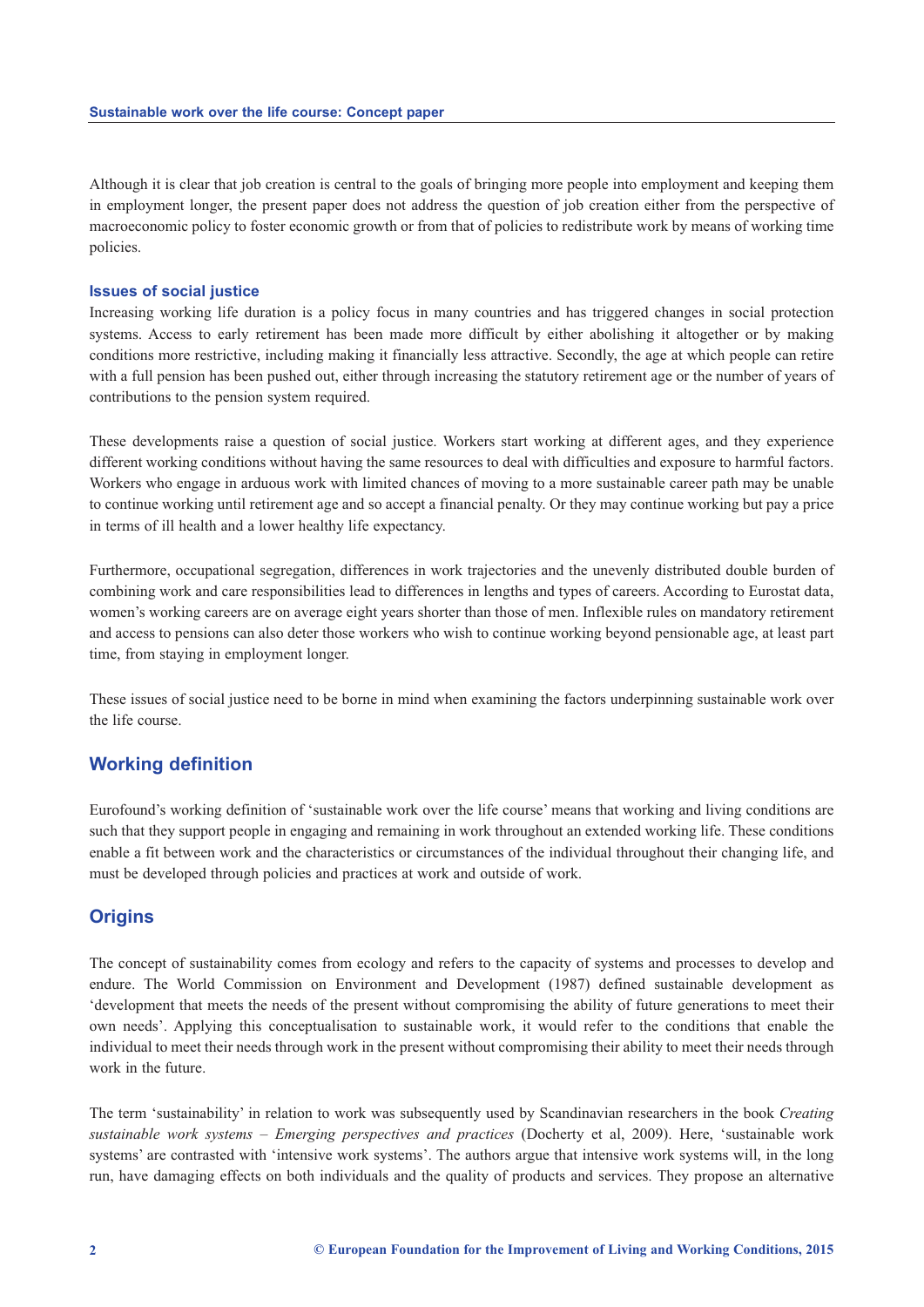Although it is clear that job creation is central to the goals of bringing more people into employment and keeping them in employment longer, the present paper does not address the question of job creation either from the perspective of macroeconomic policy to foster economic growth or from that of policies to redistribute work by means of working time policies.

### Issues of social justice

Increasing working life duration is a policy focus in many countries and has triggered changes in social protection systems. Access to early retirement has been made more difficult by either abolishing it altogether or by making conditions more restrictive, including making it financially less attractive. Secondly, the age at which people can retire with a full pension has been pushed out, either through increasing the statutory retirement age or the number of years of contributions to the pension system required.

These developments raise a question of social justice. Workers start working at different ages, and they experience different working conditions without having the same resources to deal with difficulties and exposure to harmful factors. Workers who engage in arduous work with limited chances of moving to a more sustainable career path may be unable to continue working until retirement age and so accept a financial penalty. Or they may continue working but pay a price in terms of ill health and a lower healthy life expectancy.

Furthermore, occupational segregation, differences in work trajectories and the unevenly distributed double burden of combining work and care responsibilities lead to differences in lengths and types of careers. According to Eurostat data, women's working careers are on average eight years shorter than those of men. Inflexible rules on mandatory retirement and access to pensions can also deter those workers who wish to continue working beyond pensionable age, at least part time, from staying in employment longer.

These issues of social justice need to be borne in mind when examining the factors underpinning sustainable work over the life course.

## Working definition

Eurofound's working definition of 'sustainable work over the life course' means that working and living conditions are such that they support people in engaging and remaining in work throughout an extended working life. These conditions enable a fit between work and the characteristics or circumstances of the individual throughout their changing life, and must be developed through policies and practices at work and outside of work.

## Origins

The concept of sustainability comes from ecology and refers to the capacity of systems and processes to develop and endure. The World Commission on Environment and Development (1987) defined sustainable development as 'development that meets the needs of the present without compromising the ability of future generations to meet their own needs'. Applying this conceptualisation to sustainable work, it would refer to the conditions that enable the individual to meet their needs through work in the present without compromising their ability to meet their needs through work in the future.

The term 'sustainability' in relation to work was subsequently used by Scandinavian researchers in the book *Creating sustainable work systems – Emerging perspectives and practices* (Docherty et al, 2009). Here, 'sustainable work systems' are contrasted with 'intensive work systems'. The authors argue that intensive work systems will, in the long run, have damaging effects on both individuals and the quality of products and services. They propose an alternative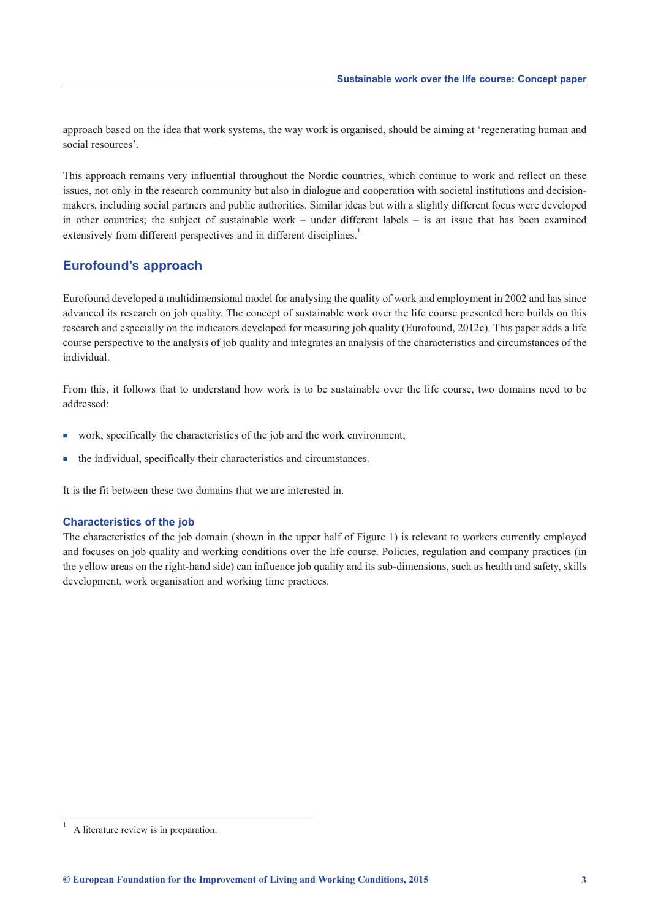approach based on the idea that work systems, the way work is organised, should be aiming at 'regenerating human and social resources'.

This approach remains very influential throughout the Nordic countries, which continue to work and reflect on these issues, not only in the research community but also in dialogue and cooperation with societal institutions and decision-makers, including social partners and public authorities. Similar ideas but with a slightly different focus were developed in other countries; the subject of sustainable work – under different labels – is an issue that has been examined extensively from different perspectives and in different disciplines.[1]

## Eurofound's approach

Eurofound developed a multidimensional model for analysing the quality of work and employment in 2002 and has since advanced its research on job quality. The concept of sustainable work over the life course presented here builds on this research and especially on the indicators developed for measuring job quality (Eurofound, 2012c). This paper adds a life course perspective to the analysis of job quality and integrates an analysis of the characteristics and circumstances of the individual.

From this, it follows that to understand how work is to be sustainable over the life course, two domains need to be addressed:

- work, specifically the characteristics of the job and the work environment;
- the individual, specifically their characteristics and circumstances.

It is the fit between these two domains that we are interested in.

### Characteristics of the job

The characteristics of the job domain (shown in the upper half of Figure 1) is relevant to workers currently employed and focuses on job quality and working conditions over the life course. Policies, regulation and company practices (in the yellow areas on the right-hand side) can influence job quality and its sub-dimensions, such as health and safety, skills development, work organisation and working time practices.

---

[1] A literature review is in preparation.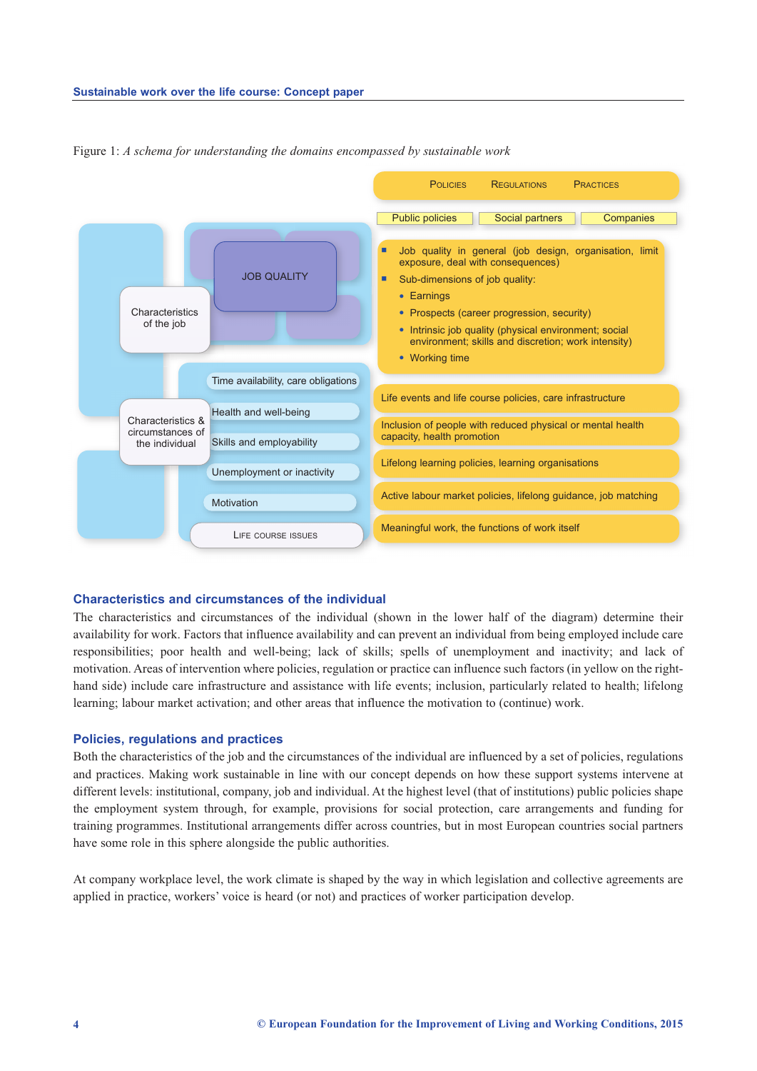Figure 1: *A schema for understanding the domains encompassed by sustainable work*

| Characteristics | | Policies / Regulations / Practices (Public policies, Social partners, Companies) |
|---|---|---|
| Characteristics of the job | JOB QUALITY | Job quality in general (job design, organisation, limit exposure, deal with consequences); Sub-dimensions of job quality: Earnings; Prospects (career progression, security); Intrinsic job quality (physical environment; social environment; skills and discretion; work intensity); Working time |
| Characteristics & circumstances of the individual | Time availability, care obligations | Life events and life course policies, care infrastructure |
| | Health and well-being | Inclusion of people with reduced physical or mental health capacity, health promotion |
| | Skills and employability | Lifelong learning policies, learning organisations |
| | Unemployment or inactivity | Active labour market policies, lifelong guidance, job matching |
| | Motivation | Meaningful work, the functions of work itself |
| | Life course issues | |

## Characteristics and circumstances of the individual

The characteristics and circumstances of the individual (shown in the lower half of the diagram) determine their availability for work. Factors that influence availability and can prevent an individual from being employed include care responsibilities; poor health and well-being; lack of skills; spells of unemployment and inactivity; and lack of motivation. Areas of intervention where policies, regulation or practice can influence such factors (in yellow on the right-hand side) include care infrastructure and assistance with life events; inclusion, particularly related to health; lifelong learning; labour market activation; and other areas that influence the motivation to (continue) work.

## Policies, regulations and practices

Both the characteristics of the job and the circumstances of the individual are influenced by a set of policies, regulations and practices. Making work sustainable in line with our concept depends on how these support systems intervene at different levels: institutional, company, job and individual. At the highest level (that of institutions) public policies shape the employment system through, for example, provisions for social protection, care arrangements and funding for training programmes. Institutional arrangements differ across countries, but in most European countries social partners have some role in this sphere alongside the public authorities.

At company workplace level, the work climate is shaped by the way in which legislation and collective agreements are applied in practice, workers' voice is heard (or not) and practices of worker participation develop.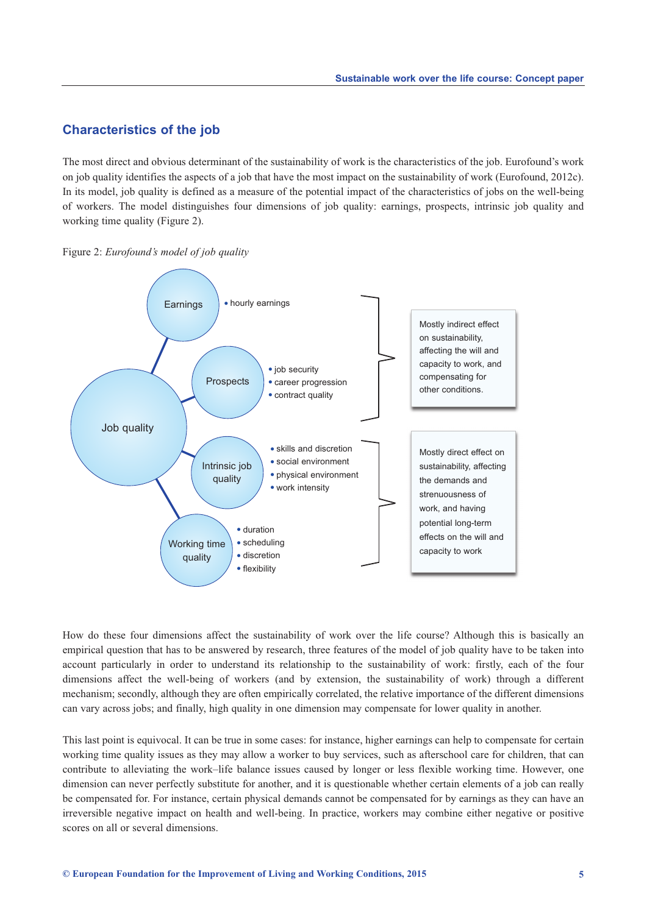## Characteristics of the job

The most direct and obvious determinant of the sustainability of work is the characteristics of the job. Eurofound's work on job quality identifies the aspects of a job that have the most impact on the sustainability of work (Eurofound, 2012c). In its model, job quality is defined as a measure of the potential impact of the characteristics of jobs on the well-being of workers. The model distinguishes four dimensions of job quality: earnings, prospects, intrinsic job quality and working time quality (Figure 2).

Figure 2: *Eurofound's model of job quality*

Job quality

- Earnings
  - hourly earnings
- Prospects
  - job security
  - career progression
  - contract quality
- Intrinsic job quality
  - skills and discretion
  - social environment
  - physical environment
  - work intensity
- Working time quality
  - duration
  - scheduling
  - discretion
  - flexibility

Earnings and Prospects: Mostly indirect effect on sustainability, affecting the will and capacity to work, and compensating for other conditions.

Intrinsic job quality and Working time quality: Mostly direct effect on sustainability, affecting the demands and the strenuousness of work, and having potential long-term effects on the will and capacity to work

How do these four dimensions affect the sustainability of work over the life course? Although this is basically an empirical question that has to be answered by research, three features of the model of job quality have to be taken into account particularly in order to understand its relationship to the sustainability of work: firstly, each of the four dimensions affect the well-being of workers (and by extension, the sustainability of work) through a different mechanism; secondly, although they are often empirically correlated, the relative importance of the different dimensions can vary across jobs; and finally, high quality in one dimension may compensate for lower quality in another.

This last point is equivocal. It can be true in some cases: for instance, higher earnings can help to compensate for certain working time quality issues as they may allow a worker to buy services, such as afterschool care for children, that can contribute to alleviating the work–life balance issues caused by longer or less flexible working time. However, one dimension can never perfectly substitute for another, and it is questionable whether certain elements of a job can really be compensated for. For instance, certain physical demands cannot be compensated for by earnings as they can have an irreversible negative impact on health and well-being. In practice, workers may combine either negative or positive scores on all or several dimensions.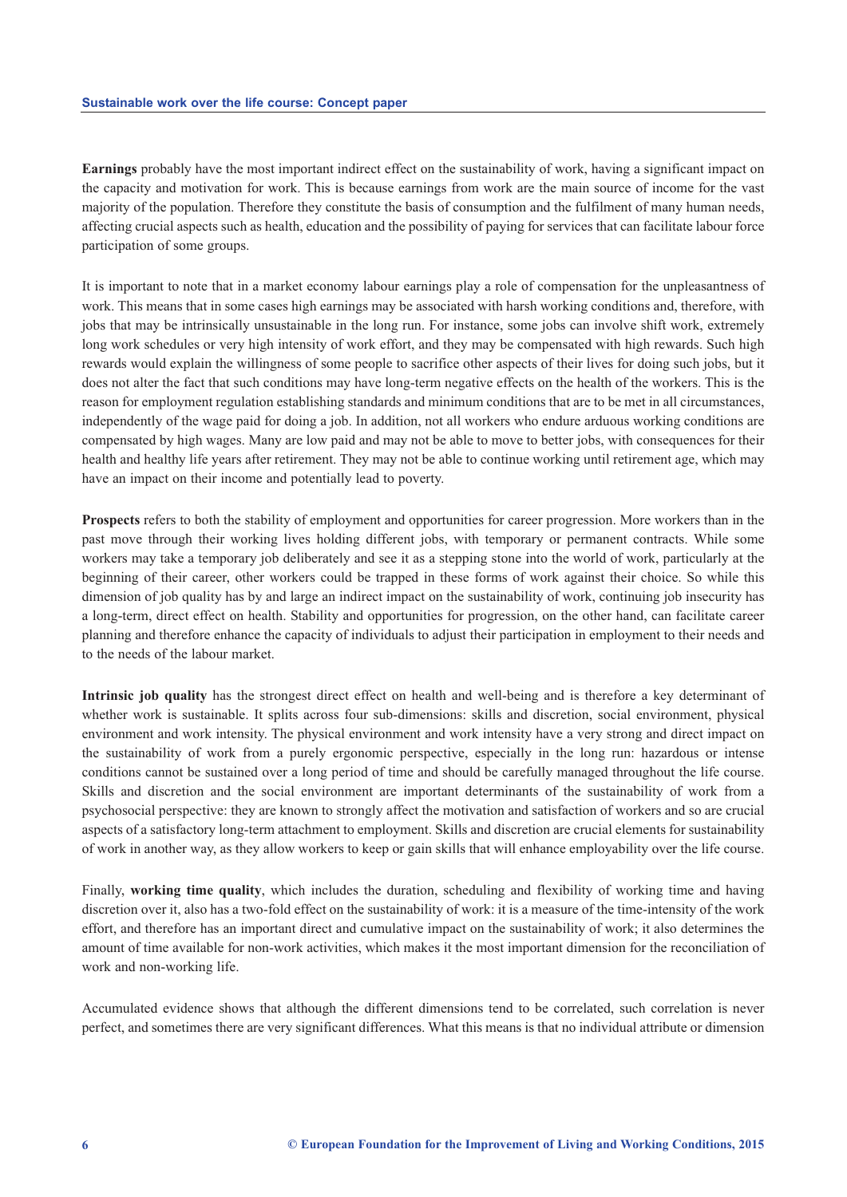**Earnings** probably have the most important indirect effect on the sustainability of work, having a significant impact on the capacity and motivation for work. This is because earnings from work are the main source of income for the vast majority of the population. Therefore they constitute the basis of consumption and the fulfilment of many human needs, affecting crucial aspects such as health, education and the possibility of paying for services that can facilitate labour force participation of some groups.

It is important to note that in a market economy labour earnings play a role of compensation for the unpleasantness of work. This means that in some cases high earnings may be associated with harsh working conditions and, therefore, with jobs that may be intrinsically unsustainable in the long run. For instance, some jobs can involve shift work, extremely long work schedules or very high intensity of work effort, and they may be compensated with high rewards. Such high rewards would explain the willingness of some people to sacrifice other aspects of their lives for doing such jobs, but it does not alter the fact that such conditions may have long-term negative effects on the health of the workers. This is the reason for employment regulation establishing standards and minimum conditions that are to be met in all circumstances, independently of the wage paid for doing a job. In addition, not all workers who endure arduous working conditions are compensated by high wages. Many are low paid and may not be able to move to better jobs, with consequences for their health and healthy life years after retirement. They may not be able to continue working until retirement age, which may have an impact on their income and potentially lead to poverty.

**Prospects** refers to both the stability of employment and opportunities for career progression. More workers than in the past move through their working lives holding different jobs, with temporary or permanent contracts. While some workers may take a temporary job deliberately and see it as a stepping stone into the world of work, particularly at the beginning of their career, other workers could be trapped in these forms of work against their choice. So while this dimension of job quality has by and large an indirect impact on the sustainability of work, continuing job insecurity has a long-term, direct effect on health. Stability and opportunities for progression, on the other hand, can facilitate career planning and therefore enhance the capacity of individuals to adjust their participation in employment to their needs and to the needs of the labour market.

**Intrinsic job quality** has the strongest direct effect on health and well-being and is therefore a key determinant of whether work is sustainable. It splits across four sub-dimensions: skills and discretion, social environment, physical environment and work intensity. The physical environment and work intensity have a very strong and direct impact on the sustainability of work from a purely ergonomic perspective, especially in the long run: hazardous or intense conditions cannot be sustained over a long period of time and should be carefully managed throughout the life course. Skills and discretion and the social environment are important determinants of the sustainability of work from a psychosocial perspective: they are known to strongly affect the motivation and satisfaction of workers and so are crucial aspects of a satisfactory long-term attachment to employment. Skills and discretion are crucial elements for sustainability of work in another way, as they allow workers to keep or gain skills that will enhance employability over the life course.

Finally, **working time quality**, which includes the duration, scheduling and flexibility of working time and having discretion over it, also has a two-fold effect on the sustainability of work: it is a measure of the time-intensity of the work effort, and therefore has an important direct and cumulative impact on the sustainability of work; it also determines the amount of time available for non-work activities, which makes it the most important dimension for the reconciliation of work and non-working life.

Accumulated evidence shows that although the different dimensions tend to be correlated, such correlation is never perfect, and sometimes there are very significant differences. What this means is that no individual attribute or dimension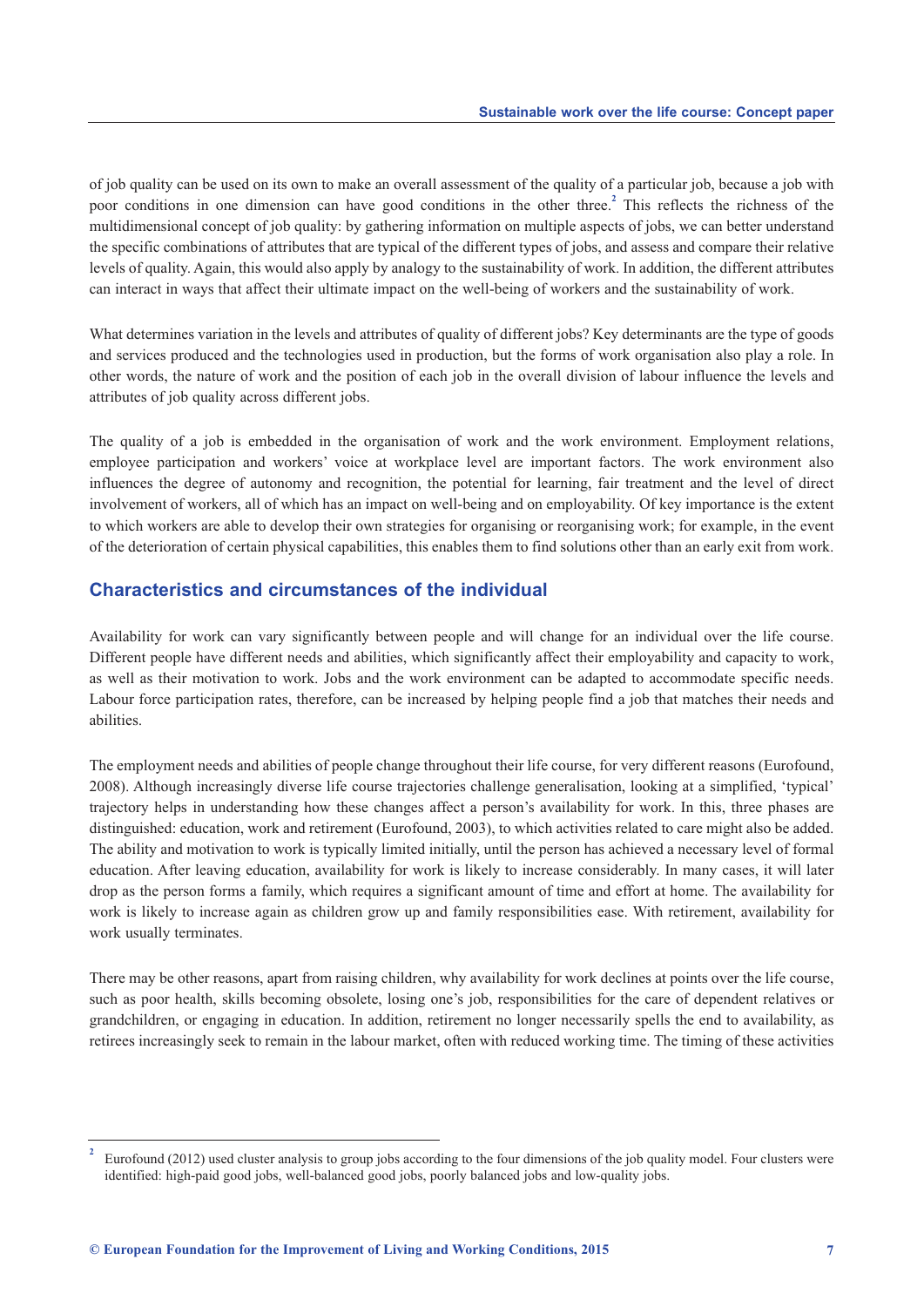of job quality can be used on its own to make an overall assessment of the quality of a particular job, because a job with poor conditions in one dimension can have good conditions in the other three.[2] This reflects the richness of the multidimensional concept of job quality: by gathering information on multiple aspects of jobs, we can better understand the specific combinations of attributes that are typical of the different types of jobs, and assess and compare their relative levels of quality. Again, this would also apply by analogy to the sustainability of work. In addition, the different attributes can interact in ways that affect their ultimate impact on the well-being of workers and the sustainability of work.

What determines variation in the levels and attributes of quality of different jobs? Key determinants are the type of goods and services produced and the technologies used in production, but the forms of work organisation also play a role. In other words, the nature of work and the position of each job in the overall division of labour influence the levels and attributes of job quality across different jobs.

The quality of a job is embedded in the organisation of work and the work environment. Employment relations, employee participation and workers' voice at workplace level are important factors. The work environment also influences the degree of autonomy and recognition, the potential for learning, fair treatment and the level of direct involvement of workers, all of which has an impact on well-being and on employability. Of key importance is the extent to which workers are able to develop their own strategies for organising or reorganising work; for example, in the event of the deterioration of certain physical capabilities, this enables them to find solutions other than an early exit from work.

## Characteristics and circumstances of the individual

Availability for work can vary significantly between people and will change for an individual over the life course. Different people have different needs and abilities, which significantly affect their employability and capacity to work, as well as their motivation to work. Jobs and the work environment can be adapted to accommodate specific needs. Labour force participation rates, therefore, can be increased by helping people find a job that matches their needs and abilities.

The employment needs and abilities of people change throughout their life course, for very different reasons (Eurofound, 2008). Although increasingly diverse life course trajectories challenge generalisation, looking at a simplified, 'typical' trajectory helps in understanding how these changes affect a person's availability for work. In this, three phases are distinguished: education, work and retirement (Eurofound, 2003), to which activities related to care might also be added. The ability and motivation to work is typically limited initially, until the person has achieved a necessary level of formal education. After leaving education, availability for work is likely to increase considerably. In many cases, it will later drop as the person forms a family, which requires a significant amount of time and effort at home. The availability for work is likely to increase again as children grow up and family responsibilities ease. With retirement, availability for work usually terminates.

There may be other reasons, apart from raising children, why availability for work declines at points over the life course, such as poor health, skills becoming obsolete, losing one's job, responsibilities for the care of dependent relatives or grandchildren, or engaging in education. In addition, retirement no longer necessarily spells the end to availability, as retirees increasingly seek to remain in the labour market, often with reduced working time. The timing of these activities

[2] Eurofound (2012) used cluster analysis to group jobs according to the four dimensions of the job quality model. Four clusters were identified: high-paid good jobs, well-balanced good jobs, poorly balanced jobs and low-quality jobs.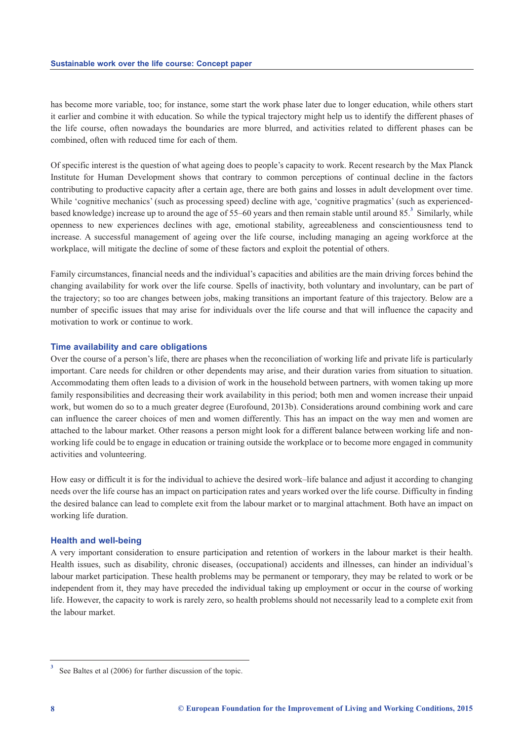has become more variable, too; for instance, some start the work phase later due to longer education, while others start it earlier and combine it with education. So while the typical trajectory might help us to identify the different phases of the life course, often nowadays the boundaries are more blurred, and activities related to different phases can be combined, often with reduced time for each of them.

Of specific interest is the question of what ageing does to people's capacity to work. Recent research by the Max Planck Institute for Human Development shows that contrary to common perceptions of continual decline in the factors contributing to productive capacity after a certain age, there are both gains and losses in adult development over time. While 'cognitive mechanics' (such as processing speed) decline with age, 'cognitive pragmatics' (such as experienced-based knowledge) increase up to around the age of 55–60 years and then remain stable until around 85.[3] Similarly, while openness to new experiences declines with age, emotional stability, agreeableness and conscientiousness tend to increase. A successful management of ageing over the life course, including managing an ageing workforce at the workplace, will mitigate the decline of some of these factors and exploit the potential of others.

Family circumstances, financial needs and the individual's capacities and abilities are the main driving forces behind the changing availability for work over the life course. Spells of inactivity, both voluntary and involuntary, can be part of the trajectory; so too are changes between jobs, making transitions an important feature of this trajectory. Below are a number of specific issues that may arise for individuals over the life course and that will influence the capacity and motivation to work or continue to work.

### Time availability and care obligations

Over the course of a person's life, there are phases when the reconciliation of working life and private life is particularly important. Care needs for children or other dependents may arise, and their duration varies from situation to situation. Accommodating them often leads to a division of work in the household between partners, with women taking up more family responsibilities and decreasing their work availability in this period; both men and women increase their unpaid work, but women do so to a much greater degree (Eurofound, 2013b). Considerations around combining work and care can influence the career choices of men and women differently. This has an impact on the way men and women are attached to the labour market. Other reasons a person might look for a different balance between working life and non-working life could be to engage in education or training outside the workplace or to become more engaged in community activities and volunteering.

How easy or difficult it is for the individual to achieve the desired work–life balance and adjust it according to changing needs over the life course has an impact on participation rates and years worked over the life course. Difficulty in finding the desired balance can lead to complete exit from the labour market or to marginal attachment. Both have an impact on working life duration.

### Health and well-being

A very important consideration to ensure participation and retention of workers in the labour market is their health. Health issues, such as disability, chronic diseases, (occupational) accidents and illnesses, can hinder an individual's labour market participation. These health problems may be permanent or temporary, they may be related to work or be independent from it, they may have preceded the individual taking up employment or occur in the course of working life. However, the capacity to work is rarely zero, so health problems should not necessarily lead to a complete exit from the labour market.

---

[3] See Baltes et al (2006) for further discussion of the topic.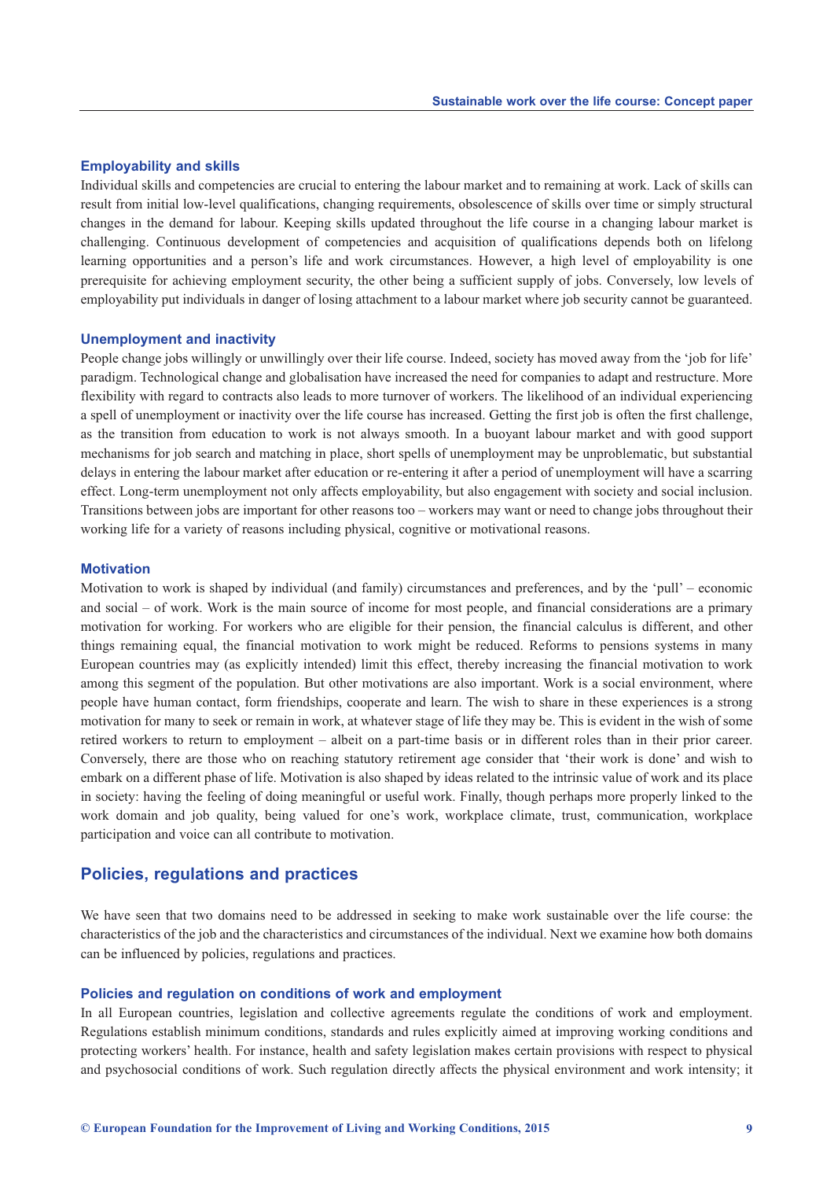### Employability and skills

Individual skills and competencies are crucial to entering the labour market and to remaining at work. Lack of skills can result from initial low-level qualifications, changing requirements, obsolescence of skills over time or simply structural changes in the demand for labour. Keeping skills updated throughout the life course in a changing labour market is challenging. Continuous development of competencies and acquisition of qualifications depends both on lifelong learning opportunities and a person's life and work circumstances. However, a high level of employability is one prerequisite for achieving employment security, the other being a sufficient supply of jobs. Conversely, low levels of employability put individuals in danger of losing attachment to a labour market where job security cannot be guaranteed.

### Unemployment and inactivity

People change jobs willingly or unwillingly over their life course. Indeed, society has moved away from the 'job for life' paradigm. Technological change and globalisation have increased the need for companies to adapt and restructure. More flexibility with regard to contracts also leads to more turnover of workers. The likelihood of an individual experiencing a spell of unemployment or inactivity over the life course has increased. Getting the first job is often the first challenge, as the transition from education to work is not always smooth. In a buoyant labour market and with good support mechanisms for job search and matching in place, short spells of unemployment may be unproblematic, but substantial delays in entering the labour market after education or re-entering it after a period of unemployment will have a scarring effect. Long-term unemployment not only affects employability, but also engagement with society and social inclusion. Transitions between jobs are important for other reasons too – workers may want or need to change jobs throughout their working life for a variety of reasons including physical, cognitive or motivational reasons.

### Motivation

Motivation to work is shaped by individual (and family) circumstances and preferences, and by the 'pull' – economic and social – of work. Work is the main source of income for most people, and financial considerations are a primary motivation for working. For workers who are eligible for their pension, the financial calculus is different, and other things remaining equal, the financial motivation to work might be reduced. Reforms to pensions systems in many European countries may (as explicitly intended) limit this effect, thereby increasing the financial motivation to work among this segment of the population. But other motivations are also important. Work is a social environment, where people have human contact, form friendships, cooperate and learn. The wish to share in these experiences is a strong motivation for many to seek or remain in work, at whatever stage of life they may be. This is evident in the wish of some retired workers to return to employment – albeit on a part-time basis or in different roles than in their prior career. Conversely, there are those who on reaching statutory retirement age consider that 'their work is done' and wish to embark on a different phase of life. Motivation is also shaped by ideas related to the intrinsic value of work and its place in society: having the feeling of doing meaningful or useful work. Finally, though perhaps more properly linked to the work domain and job quality, being valued for one's work, workplace climate, trust, communication, workplace participation and voice can all contribute to motivation.

## Policies, regulations and practices

We have seen that two domains need to be addressed in seeking to make work sustainable over the life course: the characteristics of the job and the characteristics and circumstances of the individual. Next we examine how both domains can be influenced by policies, regulations and practices.

### Policies and regulation on conditions of work and employment

In all European countries, legislation and collective agreements regulate the conditions of work and employment. Regulations establish minimum conditions, standards and rules explicitly aimed at improving working conditions and protecting workers' health. For instance, health and safety legislation makes certain provisions with respect to physical and psychosocial conditions of work. Such regulation directly affects the physical environment and work intensity; it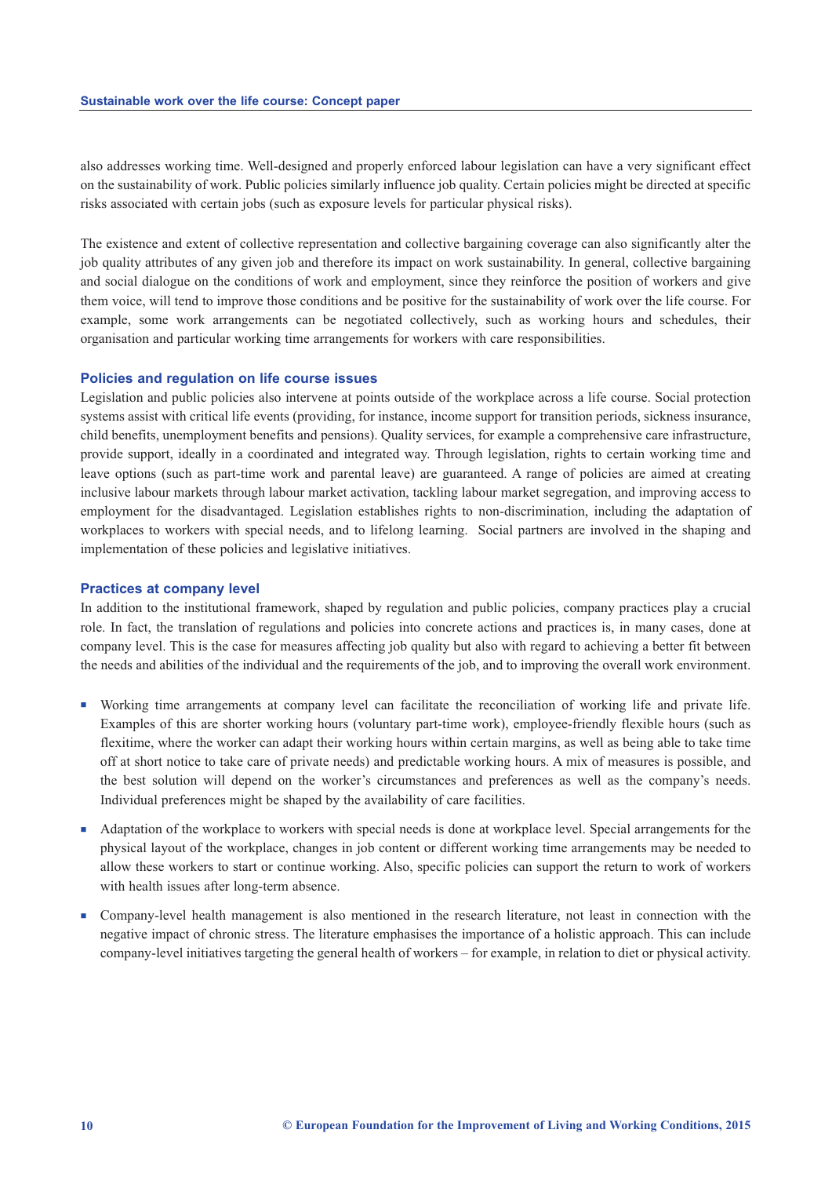also addresses working time. Well-designed and properly enforced labour legislation can have a very significant effect on the sustainability of work. Public policies similarly influence job quality. Certain policies might be directed at specific risks associated with certain jobs (such as exposure levels for particular physical risks).

The existence and extent of collective representation and collective bargaining coverage can also significantly alter the job quality attributes of any given job and therefore its impact on work sustainability. In general, collective bargaining and social dialogue on the conditions of work and employment, since they reinforce the position of workers and give them voice, will tend to improve those conditions and be positive for the sustainability of work over the life course. For example, some work arrangements can be negotiated collectively, such as working hours and schedules, their organisation and particular working time arrangements for workers with care responsibilities.

### Policies and regulation on life course issues

Legislation and public policies also intervene at points outside of the workplace across a life course. Social protection systems assist with critical life events (providing, for instance, income support for transition periods, sickness insurance, child benefits, unemployment benefits and pensions). Quality services, for example a comprehensive care infrastructure, provide support, ideally in a coordinated and integrated way. Through legislation, rights to certain working time and leave options (such as part-time work and parental leave) are guaranteed. A range of policies are aimed at creating inclusive labour markets through labour market activation, tackling labour market segregation, and improving access to employment for the disadvantaged. Legislation establishes rights to non-discrimination, including the adaptation of workplaces to workers with special needs, and to lifelong learning. Social partners are involved in the shaping and implementation of these policies and legislative initiatives.

### Practices at company level

In addition to the institutional framework, shaped by regulation and public policies, company practices play a crucial role. In fact, the translation of regulations and policies into concrete actions and practices is, in many cases, done at company level. This is the case for measures affecting job quality but also with regard to achieving a better fit between the needs and abilities of the individual and the requirements of the job, and to improving the overall work environment.

- Working time arrangements at company level can facilitate the reconciliation of working life and private life. Examples of this are shorter working hours (voluntary part-time work), employee-friendly flexible hours (such as flexitime, where the worker can adapt their working hours within certain margins, as well as being able to take time off at short notice to take care of private needs) and predictable working hours. A mix of measures is possible, and the best solution will depend on the worker's circumstances and preferences as well as the company's needs. Individual preferences might be shaped by the availability of care facilities.
- Adaptation of the workplace to workers with special needs is done at workplace level. Special arrangements for the physical layout of the workplace, changes in job content or different working time arrangements may be needed to allow these workers to start or continue working. Also, specific policies can support the return to work of workers with health issues after long-term absence.
- Company-level health management is also mentioned in the research literature, not least in connection with the negative impact of chronic stress. The literature emphasises the importance of a holistic approach. This can include company-level initiatives targeting the general health of workers – for example, in relation to diet or physical activity.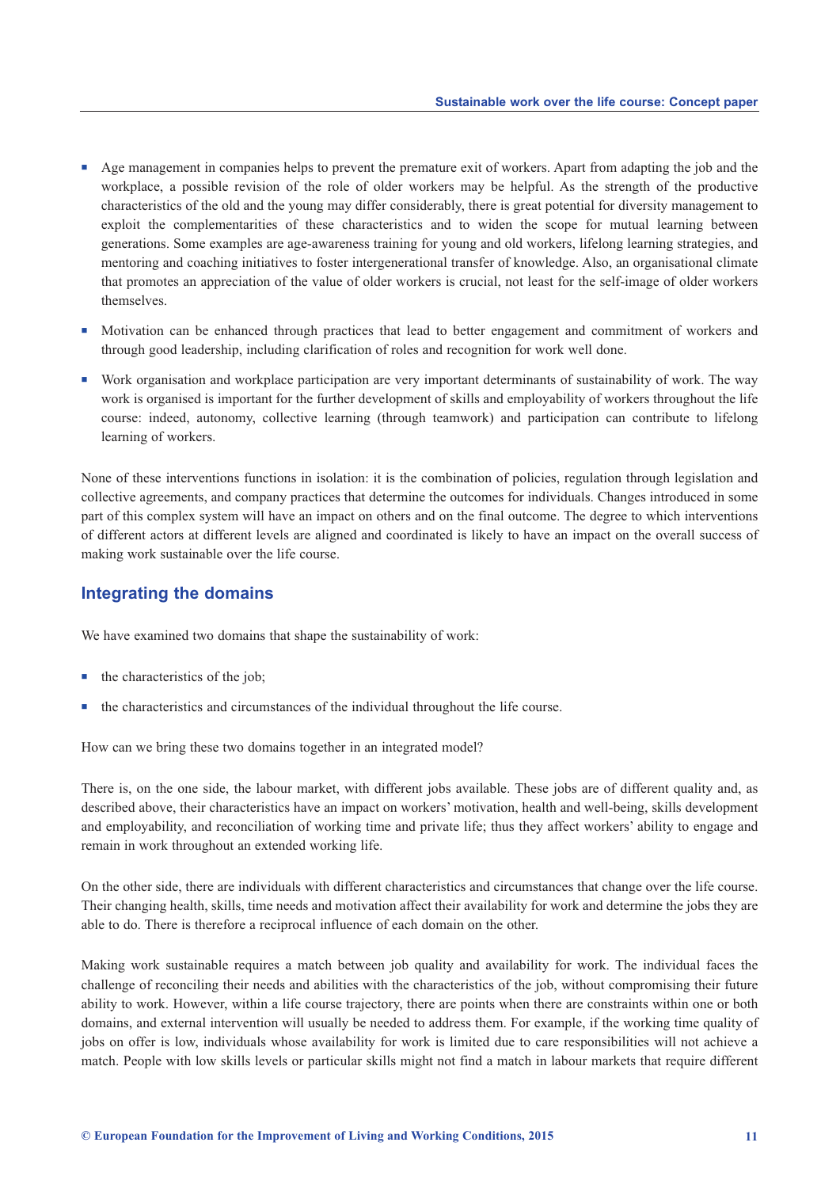- Age management in companies helps to prevent the premature exit of workers. Apart from adapting the job and the workplace, a possible revision of the role of older workers may be helpful. As the strength of the productive characteristics of the old and the young may differ considerably, there is great potential for diversity management to exploit the complementarities of these characteristics and to widen the scope for mutual learning between generations. Some examples are age-awareness training for young and old workers, lifelong learning strategies, and mentoring and coaching initiatives to foster intergenerational transfer of knowledge. Also, an organisational climate that promotes an appreciation of the value of older workers is crucial, not least for the self-image of older workers themselves.
- Motivation can be enhanced through practices that lead to better engagement and commitment of workers and through good leadership, including clarification of roles and recognition for work well done.
- Work organisation and workplace participation are very important determinants of sustainability of work. The way work is organised is important for the further development of skills and employability of workers throughout the life course: indeed, autonomy, collective learning (through teamwork) and participation can contribute to lifelong learning of workers.

None of these interventions functions in isolation: it is the combination of policies, regulation through legislation and collective agreements, and company practices that determine the outcomes for individuals. Changes introduced in some part of this complex system will have an impact on others and on the final outcome. The degree to which interventions of different actors at different levels are aligned and coordinated is likely to have an impact on the overall success of making work sustainable over the life course.

## Integrating the domains

We have examined two domains that shape the sustainability of work:

- the characteristics of the job;
- the characteristics and circumstances of the individual throughout the life course.

How can we bring these two domains together in an integrated model?

There is, on the one side, the labour market, with different jobs available. These jobs are of different quality and, as described above, their characteristics have an impact on workers' motivation, health and well-being, skills development and employability, and reconciliation of working time and private life; thus they affect workers' ability to engage and remain in work throughout an extended working life.

On the other side, there are individuals with different characteristics and circumstances that change over the life course. Their changing health, skills, time needs and motivation affect their availability for work and determine the jobs they are able to do. There is therefore a reciprocal influence of each domain on the other.

Making work sustainable requires a match between job quality and availability for work. The individual faces the challenge of reconciling their needs and abilities with the characteristics of the job, without compromising their future ability to work. However, within a life course trajectory, there are points when there are constraints within one or both domains, and external intervention will usually be needed to address them. For example, if the working time quality of jobs on offer is low, individuals whose availability for work is limited due to care responsibilities will not achieve a match. People with low skills levels or particular skills might not find a match in labour markets that require different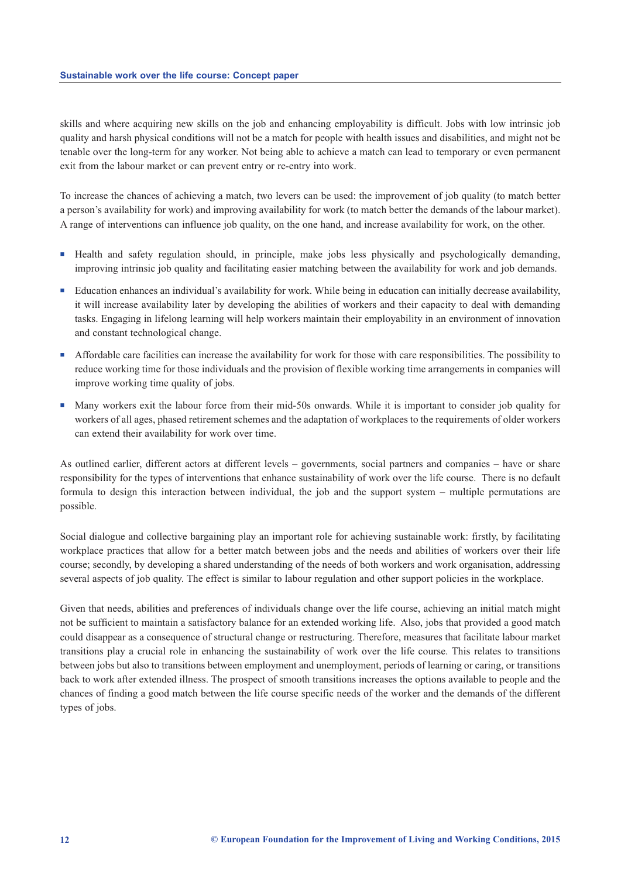skills and where acquiring new skills on the job and enhancing employability is difficult. Jobs with low intrinsic job quality and harsh physical conditions will not be a match for people with health issues and disabilities, and might not be tenable over the long-term for any worker. Not being able to achieve a match can lead to temporary or even permanent exit from the labour market or can prevent entry or re-entry into work.

To increase the chances of achieving a match, two levers can be used: the improvement of job quality (to match better a person's availability for work) and improving availability for work (to match better the demands of the labour market). A range of interventions can influence job quality, on the one hand, and increase availability for work, on the other.

- Health and safety regulation should, in principle, make jobs less physically and psychologically demanding, improving intrinsic job quality and facilitating easier matching between the availability for work and job demands.
- Education enhances an individual's availability for work. While being in education can initially decrease availability, it will increase availability later by developing the abilities of workers and their capacity to deal with demanding tasks. Engaging in lifelong learning will help workers maintain their employability in an environment of innovation and constant technological change.
- Affordable care facilities can increase the availability for work for those with care responsibilities. The possibility to reduce working time for those individuals and the provision of flexible working time arrangements in companies will improve working time quality of jobs.
- Many workers exit the labour force from their mid-50s onwards. While it is important to consider job quality for workers of all ages, phased retirement schemes and the adaptation of workplaces to the requirements of older workers can extend their availability for work over time.

As outlined earlier, different actors at different levels – governments, social partners and companies – have or share responsibility for the types of interventions that enhance sustainability of work over the life course. There is no default formula to design this interaction between individual, the job and the support system – multiple permutations are possible.

Social dialogue and collective bargaining play an important role for achieving sustainable work: firstly, by facilitating workplace practices that allow for a better match between jobs and the needs and abilities of workers over their life course; secondly, by developing a shared understanding of the needs of both workers and work organisation, addressing several aspects of job quality. The effect is similar to labour regulation and other support policies in the workplace.

Given that needs, abilities and preferences of individuals change over the life course, achieving an initial match might not be sufficient to maintain a satisfactory balance for an extended working life. Also, jobs that provided a good match could disappear as a consequence of structural change or restructuring. Therefore, measures that facilitate labour market transitions play a crucial role in enhancing the sustainability of work over the life course. This relates to transitions between jobs but also to transitions between employment and unemployment, periods of learning or caring, or transitions back to work after extended illness. The prospect of smooth transitions increases the options available to people and the chances of finding a good match between the life course specific needs of the worker and the demands of the different types of jobs.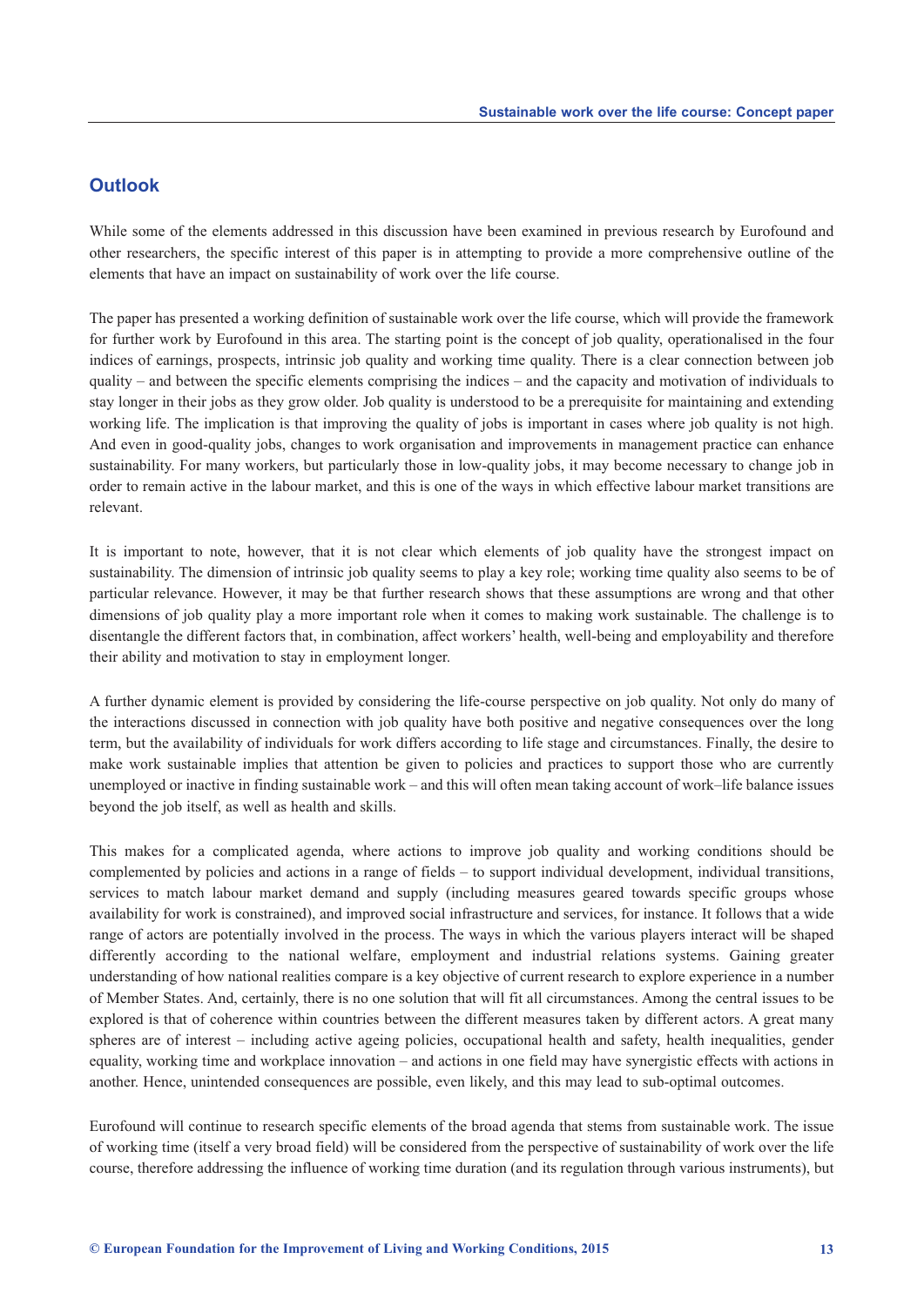## Outlook

While some of the elements addressed in this discussion have been examined in previous research by Eurofound and other researchers, the specific interest of this paper is in attempting to provide a more comprehensive outline of the elements that have an impact on sustainability of work over the life course.

The paper has presented a working definition of sustainable work over the life course, which will provide the framework for further work by Eurofound in this area. The starting point is the concept of job quality, operationalised in the four indices of earnings, prospects, intrinsic job quality and working time quality. There is a clear connection between job quality – and between the specific elements comprising the indices – and the capacity and motivation of individuals to stay longer in their jobs as they grow older. Job quality is understood to be a prerequisite for maintaining and extending working life. The implication is that improving the quality of jobs is important in cases where job quality is not high. And even in good-quality jobs, changes to work organisation and improvements in management practice can enhance sustainability. For many workers, but particularly those in low-quality jobs, it may become necessary to change job in order to remain active in the labour market, and this is one of the ways in which effective labour market transitions are relevant.

It is important to note, however, that it is not clear which elements of job quality have the strongest impact on sustainability. The dimension of intrinsic job quality seems to play a key role; working time quality also seems to be of particular relevance. However, it may be that further research shows that these assumptions are wrong and that other dimensions of job quality play a more important role when it comes to making work sustainable. The challenge is to disentangle the different factors that, in combination, affect workers' health, well-being and employability and therefore their ability and motivation to stay in employment longer.

A further dynamic element is provided by considering the life-course perspective on job quality. Not only do many of the interactions discussed in connection with job quality have both positive and negative consequences over the long term, but the availability of individuals for work differs according to life stage and circumstances. Finally, the desire to make work sustainable implies that attention be given to policies and practices to support those who are currently unemployed or inactive in finding sustainable work – and this will often mean taking account of work–life balance issues beyond the job itself, as well as health and skills.

This makes for a complicated agenda, where actions to improve job quality and working conditions should be complemented by policies and actions in a range of fields – to support individual development, individual transitions, services to match labour market demand and supply (including measures geared towards specific groups whose availability for work is constrained), and improved social infrastructure and services, for instance. It follows that a wide range of actors are potentially involved in the process. The ways in which the various players interact will be shaped differently according to the national welfare, employment and industrial relations systems. Gaining greater understanding of how national realities compare is a key objective of current research to explore experience in a number of Member States. And, certainly, there is no one solution that will fit all circumstances. Among the central issues to be explored is that of coherence within countries between the different measures taken by different actors. A great many spheres are of interest – including active ageing policies, occupational health and safety, health inequalities, gender equality, working time and workplace innovation – and actions in one field may have synergistic effects with actions in another. Hence, unintended consequences are possible, even likely, and this may lead to sub-optimal outcomes.

Eurofound will continue to research specific elements of the broad agenda that stems from sustainable work. The issue of working time (itself a very broad field) will be considered from the perspective of sustainability of work over the life course, therefore addressing the influence of working time duration (and its regulation through various instruments), but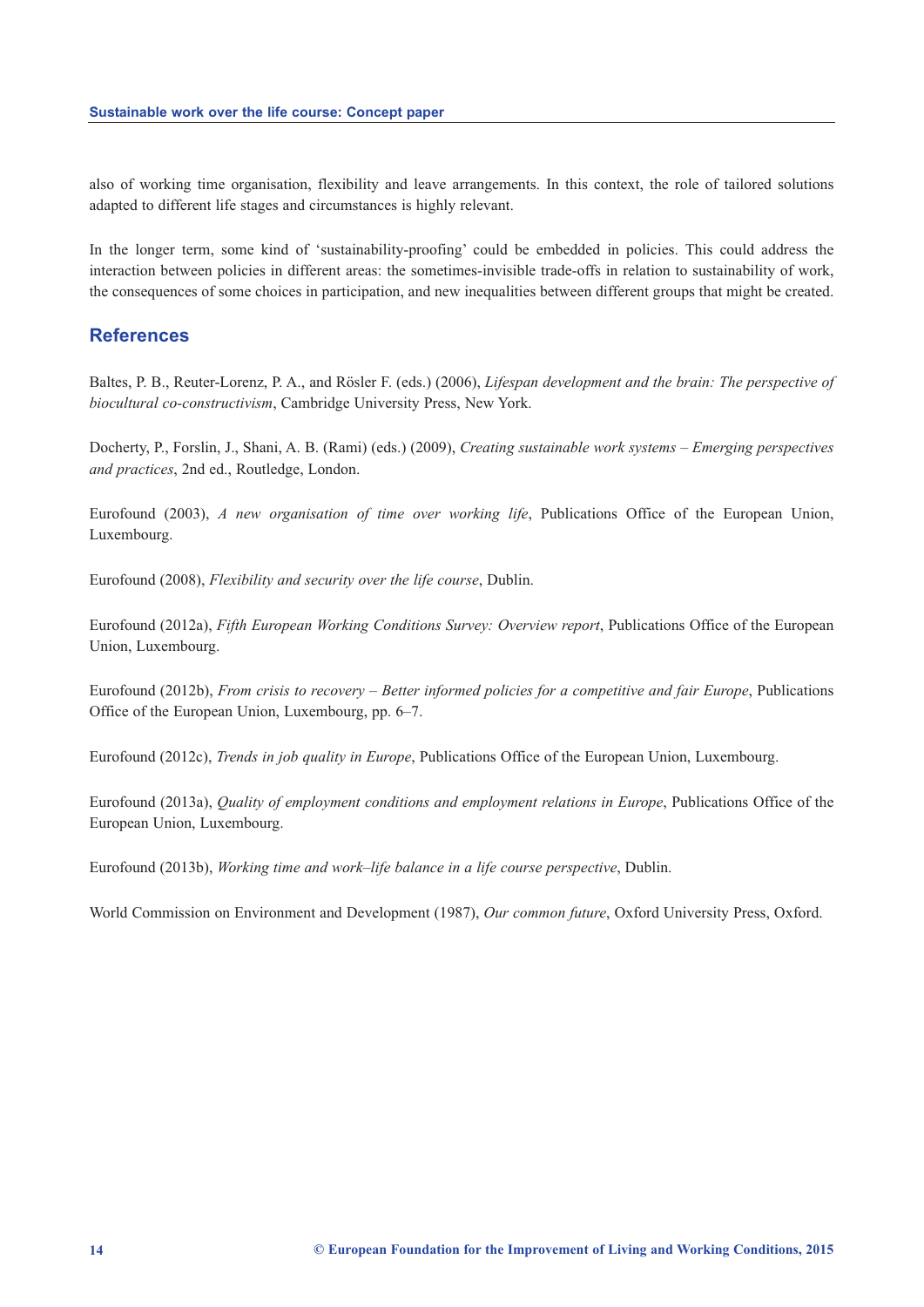also of working time organisation, flexibility and leave arrangements. In this context, the role of tailored solutions adapted to different life stages and circumstances is highly relevant.

In the longer term, some kind of 'sustainability-proofing' could be embedded in policies. This could address the interaction between policies in different areas: the sometimes-invisible trade-offs in relation to sustainability of work, the consequences of some choices in participation, and new inequalities between different groups that might be created.

## References

Baltes, P. B., Reuter-Lorenz, P. A., and Rösler F. (eds.) (2006), *Lifespan development and the brain: The perspective of biocultural co-constructivism*, Cambridge University Press, New York.

Docherty, P., Forslin, J., Shani, A. B. (Rami) (eds.) (2009), *Creating sustainable work systems – Emerging perspectives and practices*, 2nd ed., Routledge, London.

Eurofound (2003), *A new organisation of time over working life*, Publications Office of the European Union, Luxembourg.

Eurofound (2008), *Flexibility and security over the life course*, Dublin.

Eurofound (2012a), *Fifth European Working Conditions Survey: Overview report*, Publications Office of the European Union, Luxembourg.

Eurofound (2012b), *From crisis to recovery – Better informed policies for a competitive and fair Europe*, Publications Office of the European Union, Luxembourg, pp. 6–7.

Eurofound (2012c), *Trends in job quality in Europe*, Publications Office of the European Union, Luxembourg.

Eurofound (2013a), *Quality of employment conditions and employment relations in Europe*, Publications Office of the European Union, Luxembourg.

Eurofound (2013b), *Working time and work–life balance in a life course perspective*, Dublin.

World Commission on Environment and Development (1987), *Our common future*, Oxford University Press, Oxford.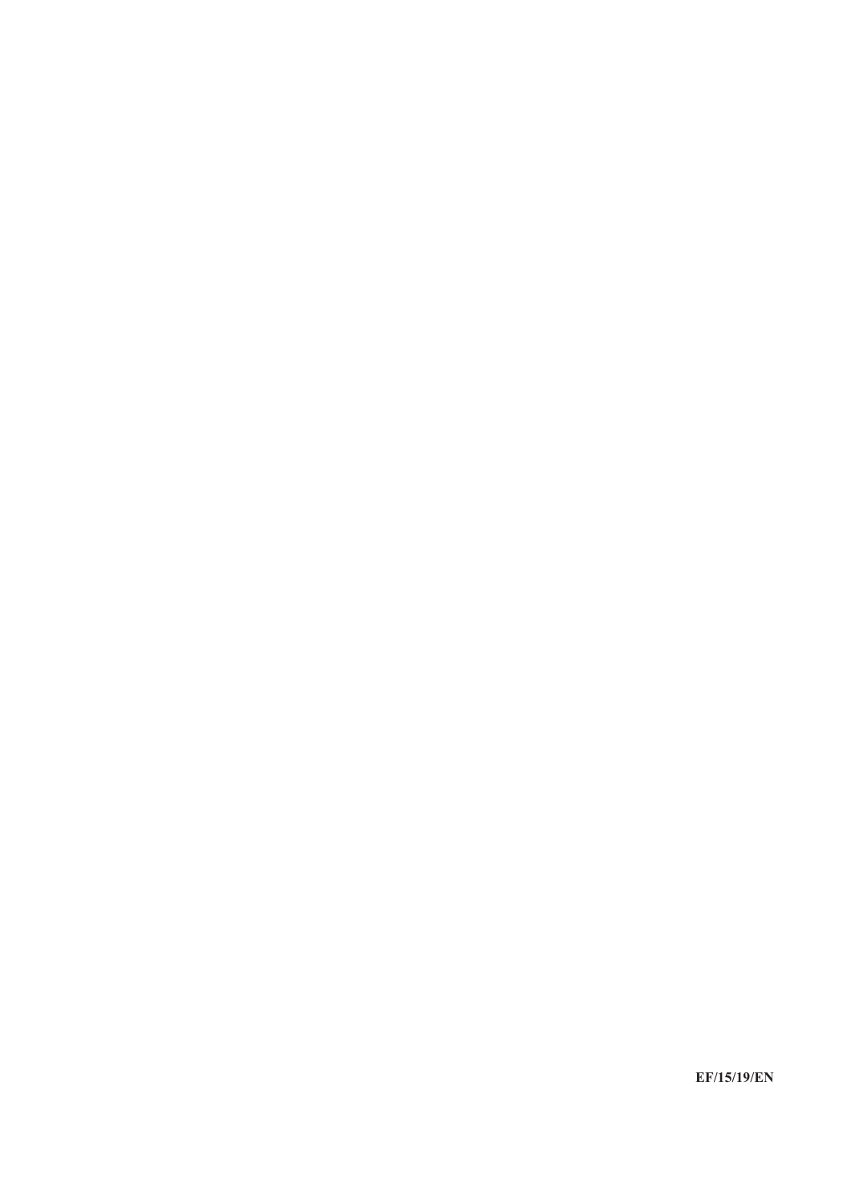**EF/15/19/EN**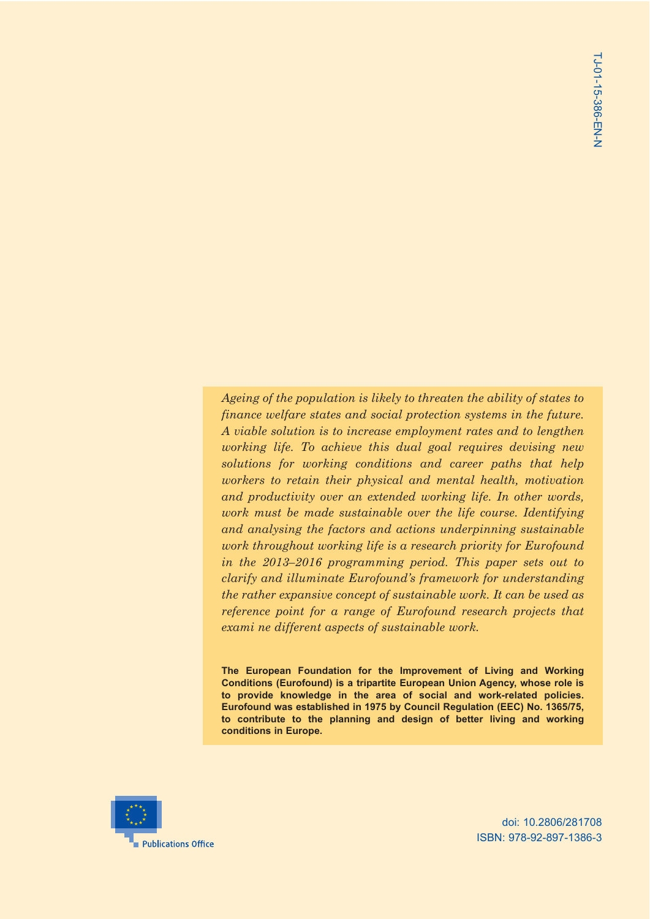TJ-01-15-386-EN-N

*Ageing of the population is likely to threaten the ability of states to finance welfare states and social protection systems in the future. A viable solution is to increase employment rates and to lengthen working life. To achieve this dual goal requires devising new solutions for working conditions and career paths that help workers to retain their physical and mental health, motivation and productivity over an extended working life. In other words, work must be made sustainable over the life course. Identifying and analysing the factors and actions underpinning sustainable work throughout working life is a research priority for Eurofound in the 2013–2016 programming period. This paper sets out to clarify and illuminate Eurofound's framework for understanding the rather expansive concept of sustainable work. It can be used as reference point for a range of Eurofound research projects that exami ne different aspects of sustainable work.*

**The European Foundation for the Improvement of Living and Working Conditions (Eurofound) is a tripartite European Union Agency, whose role is to provide knowledge in the area of social and work-related policies. Eurofound was established in 1975 by Council Regulation (EEC) No. 1365/75, to contribute to the planning and design of better living and working conditions in Europe.**

Publications Office

doi: 10.2806/281708
ISBN: 978-92-897-1386-3